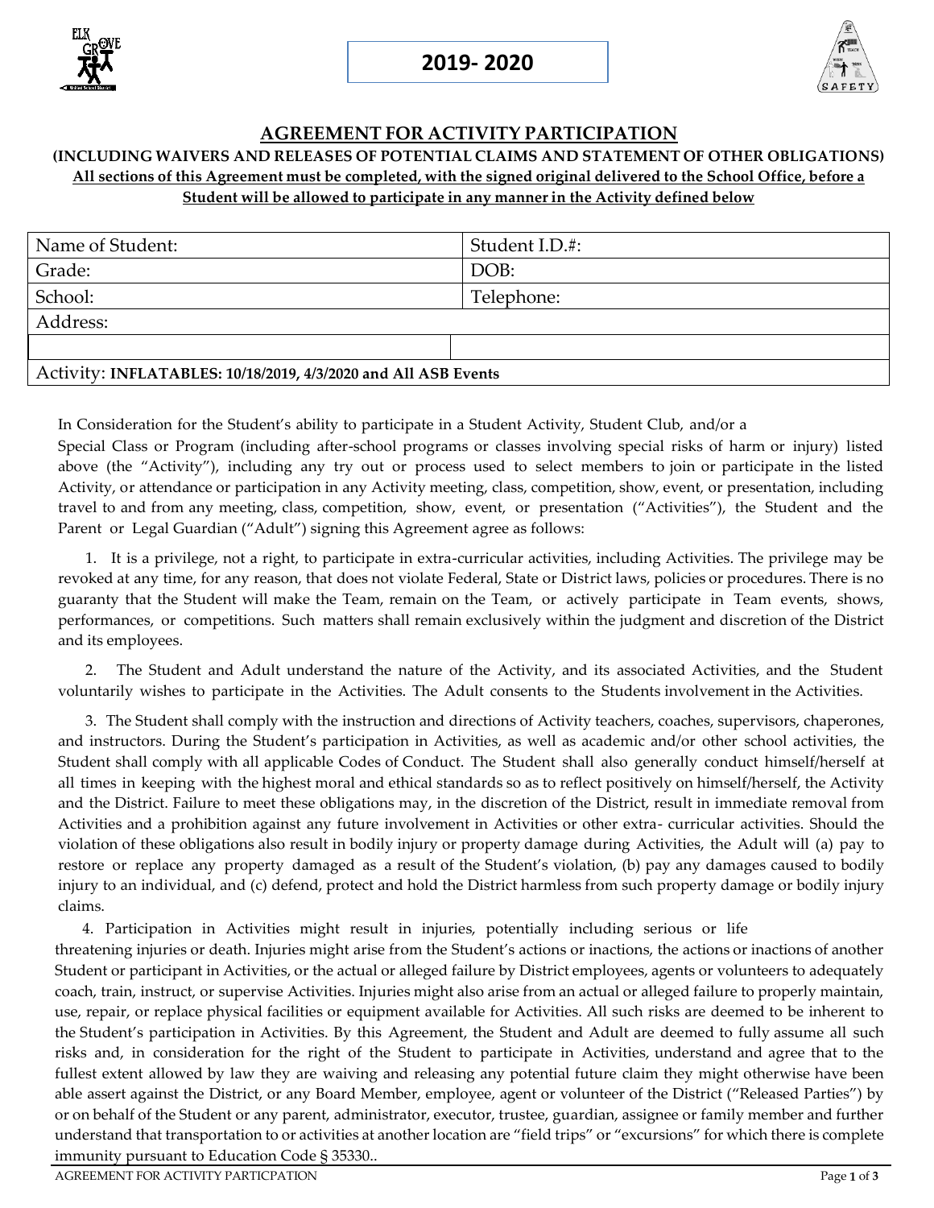2019- 2020

# AGREEMENT FOR ACTIVITY PARTICIPATION

**(INCLUDING WAIVERS AND RELEASES OF POTENTIAL CLAIMS AND STATEMENT OF OTHER OBLIGATIONS)**

**All sections of this Agreement must be completed, with the signed original delivered to the School Office, before a Student will be allowed to participate in any manner in the Activity defined below**

| Name of Student: | Student I.D.#: |
|---|---|
| Grade: | DOB: |
| School: | Telephone: |
| Address: | |
| | |
| Activity: **INFLATABLES: 10/18/2019, 4/3/2020 and All ASB Events** | |

In Consideration for the Student's ability to participate in a Student Activity, Student Club, and/or a Special Class or Program (including after-school programs or classes involving special risks of harm or injury) listed above (the "Activity"), including any try out or process used to select members to join or participate in the listed Activity, or attendance or participation in any Activity meeting, class, competition, show, event, or presentation, including travel to and from any meeting, class, competition, show, event, or presentation ("Activities"), the Student and the Parent or Legal Guardian ("Adult") signing this Agreement agree as follows:

1. It is a privilege, not a right, to participate in extra-curricular activities, including Activities. The privilege may be revoked at any time, for any reason, that does not violate Federal, State or District laws, policies or procedures. There is no guaranty that the Student will make the Team, remain on the Team, or actively participate in Team events, shows, performances, or competitions. Such matters shall remain exclusively within the judgment and discretion of the District and its employees.

2. The Student and Adult understand the nature of the Activity, and its associated Activities, and the Student voluntarily wishes to participate in the Activities. The Adult consents to the Students involvement in the Activities.

3. The Student shall comply with the instruction and directions of Activity teachers, coaches, supervisors, chaperones, and instructors. During the Student's participation in Activities, as well as academic and/or other school activities, the Student shall comply with all applicable Codes of Conduct. The Student shall also generally conduct himself/herself at all times in keeping with the highest moral and ethical standards so as to reflect positively on himself/herself, the Activity and the District. Failure to meet these obligations may, in the discretion of the District, result in immediate removal from Activities and a prohibition against any future involvement in Activities or other extra- curricular activities. Should the violation of these obligations also result in bodily injury or property damage during Activities, the Adult will (a) pay to restore or replace any property damaged as a result of the Student's violation, (b) pay any damages caused to bodily injury to an individual, and (c) defend, protect and hold the District harmless from such property damage or bodily injury claims.

4. Participation in Activities might result in injuries, potentially including serious or life threatening injuries or death. Injuries might arise from the Student's actions or inactions, the actions or inactions of another Student or participant in Activities, or the actual or alleged failure by District employees, agents or volunteers to adequately coach, train, instruct, or supervise Activities. Injuries might also arise from an actual or alleged failure to properly maintain, use, repair, or replace physical facilities or equipment available for Activities. All such risks are deemed to be inherent to the Student's participation in Activities. By this Agreement, the Student and Adult are deemed to fully assume all such risks and, in consideration for the right of the Student to participate in Activities, understand and agree that to the fullest extent allowed by law they are waiving and releasing any potential future claim they might otherwise have been able assert against the District, or any Board Member, employee, agent or volunteer of the District ("Released Parties") by or on behalf of the Student or any parent, administrator, executor, trustee, guardian, assignee or family member and further understand that transportation to or activities at another location are "field trips" or "excursions" for which there is complete immunity pursuant to Education Code § 35330..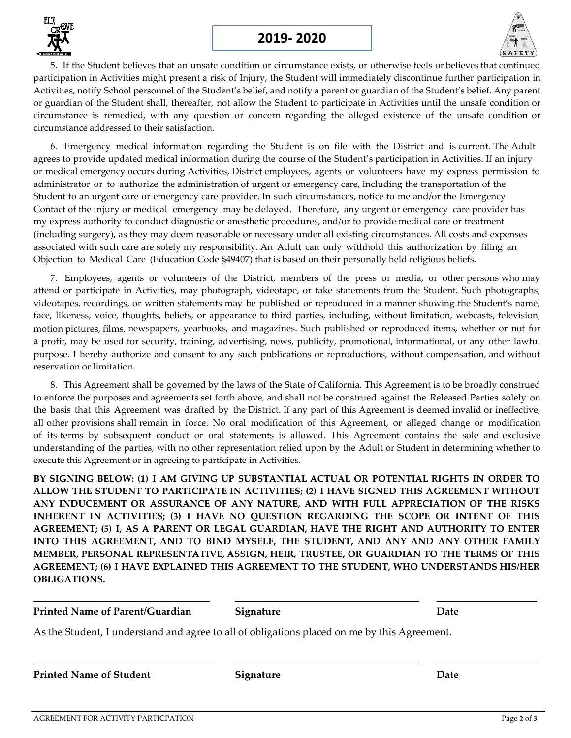2019- 2020

5. If the Student believes that an unsafe condition or circumstance exists, or otherwise feels or believes that continued participation in Activities might present a risk of Injury, the Student will immediately discontinue further participation in Activities, notify School personnel of the Student's belief, and notify a parent or guardian of the Student's belief. Any parent or guardian of the Student shall, thereafter, not allow the Student to participate in Activities until the unsafe condition or circumstance is remedied, with any question or concern regarding the alleged existence of the unsafe condition or circumstance addressed to their satisfaction.

6. Emergency medical information regarding the Student is on file with the District and is current. The Adult agrees to provide updated medical information during the course of the Student's participation in Activities. If an injury or medical emergency occurs during Activities, District employees, agents or volunteers have my express permission to administrator or to authorize the administration of urgent or emergency care, including the transportation of the Student to an urgent care or emergency care provider. In such circumstances, notice to me and/or the Emergency Contact of the injury or medical emergency may be delayed. Therefore, any urgent or emergency care provider has my express authority to conduct diagnostic or anesthetic procedures, and/or to provide medical care or treatment (including surgery), as they may deem reasonable or necessary under all existing circumstances. All costs and expenses associated with such care are solely my responsibility. An Adult can only withhold this authorization by filing an Objection to Medical Care (Education Code §49407) that is based on their personally held religious beliefs.

7. Employees, agents or volunteers of the District, members of the press or media, or other persons who may attend or participate in Activities, may photograph, videotape, or take statements from the Student. Such photographs, videotapes, recordings, or written statements may be published or reproduced in a manner showing the Student's name, face, likeness, voice, thoughts, beliefs, or appearance to third parties, including, without limitation, webcasts, television, motion pictures, films, newspapers, yearbooks, and magazines. Such published or reproduced items, whether or not for a profit, may be used for security, training, advertising, news, publicity, promotional, informational, or any other lawful purpose. I hereby authorize and consent to any such publications or reproductions, without compensation, and without reservation or limitation.

8. This Agreement shall be governed by the laws of the State of California. This Agreement is to be broadly construed to enforce the purposes and agreements set forth above, and shall not be construed against the Released Parties solely on the basis that this Agreement was drafted by the District. If any part of this Agreement is deemed invalid or ineffective, all other provisions shall remain in force. No oral modification of this Agreement, or alleged change or modification of its terms by subsequent conduct or oral statements is allowed. This Agreement contains the sole and exclusive understanding of the parties, with no other representation relied upon by the Adult or Student in determining whether to execute this Agreement or in agreeing to participate in Activities.

**BY SIGNING BELOW: (1) I AM GIVING UP SUBSTANTIAL ACTUAL OR POTENTIAL RIGHTS IN ORDER TO ALLOW THE STUDENT TO PARTICIPATE IN ACTIVITIES; (2) I HAVE SIGNED THIS AGREEMENT WITHOUT ANY INDUCEMENT OR ASSURANCE OF ANY NATURE, AND WITH FULL APPRECIATION OF THE RISKS INHERENT IN ACTIVITIES; (3) I HAVE NO QUESTION REGARDING THE SCOPE OR INTENT OF THIS AGREEMENT; (5) I, AS A PARENT OR LEGAL GUARDIAN, HAVE THE RIGHT AND AUTHORITY TO ENTER INTO THIS AGREEMENT, AND TO BIND MYSELF, THE STUDENT, AND ANY AND ANY OTHER FAMILY MEMBER, PERSONAL REPRESENTATIVE, ASSIGN, HEIR, TRUSTEE, OR GUARDIAN TO THE TERMS OF THIS AGREEMENT; (6) I HAVE EXPLAINED THIS AGREEMENT TO THE STUDENT, WHO UNDERSTANDS HIS/HER OBLIGATIONS.**

**Printed Name of Parent/Guardian** **Signature** **Date**

As the Student, I understand and agree to all of obligations placed on me by this Agreement.

**Printed Name of Student** **Signature** **Date**